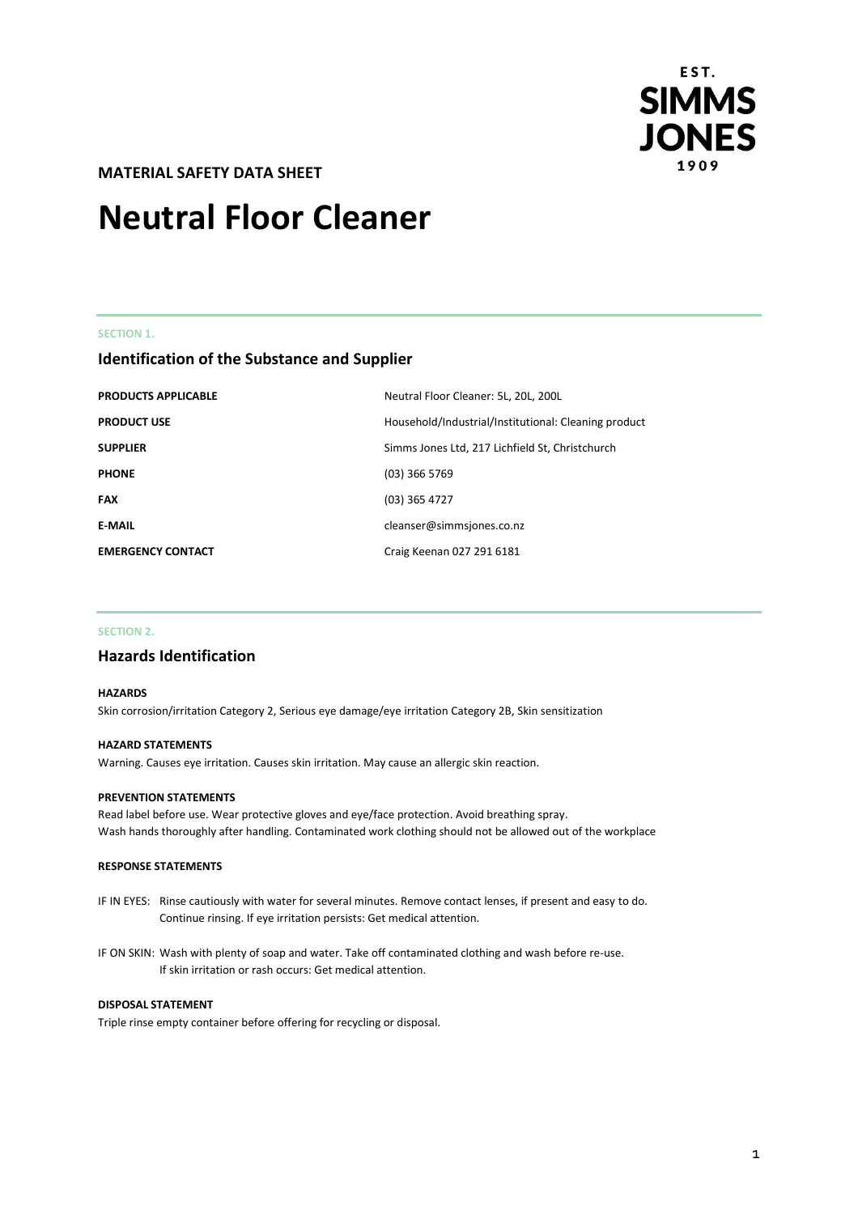EST. SIMMS JONES 1909

**MATERIAL SAFETY DATA SHEET**

# Neutral Floor Cleaner

SECTION 1.

## Identification of the Substance and Supplier

| | |
|---|---|
| **PRODUCTS APPLICABLE** | Neutral Floor Cleaner: 5L, 20L, 200L |
| **PRODUCT USE** | Household/Industrial/Institutional: Cleaning product |
| **SUPPLIER** | Simms Jones Ltd, 217 Lichfield St, Christchurch |
| **PHONE** | (03) 366 5769 |
| **FAX** | (03) 365 4727 |
| **E-MAIL** | cleanser@simmsjones.co.nz |
| **EMERGENCY CONTACT** | Craig Keenan 027 291 6181 |

SECTION 2.

## Hazards Identification

**HAZARDS**

Skin corrosion/irritation Category 2, Serious eye damage/eye irritation Category 2B, Skin sensitization

**HAZARD STATEMENTS**

Warning. Causes eye irritation. Causes skin irritation. May cause an allergic skin reaction.

**PREVENTION STATEMENTS**

Read label before use. Wear protective gloves and eye/face protection. Avoid breathing spray.
Wash hands thoroughly after handling. Contaminated work clothing should not be allowed out of the workplace

**RESPONSE STATEMENTS**

IF IN EYES: Rinse cautiously with water for several minutes. Remove contact lenses, if present and easy to do. Continue rinsing. If eye irritation persists: Get medical attention.

IF ON SKIN: Wash with plenty of soap and water. Take off contaminated clothing and wash before re-use. If skin irritation or rash occurs: Get medical attention.

**DISPOSAL STATEMENT**

Triple rinse empty container before offering for recycling or disposal.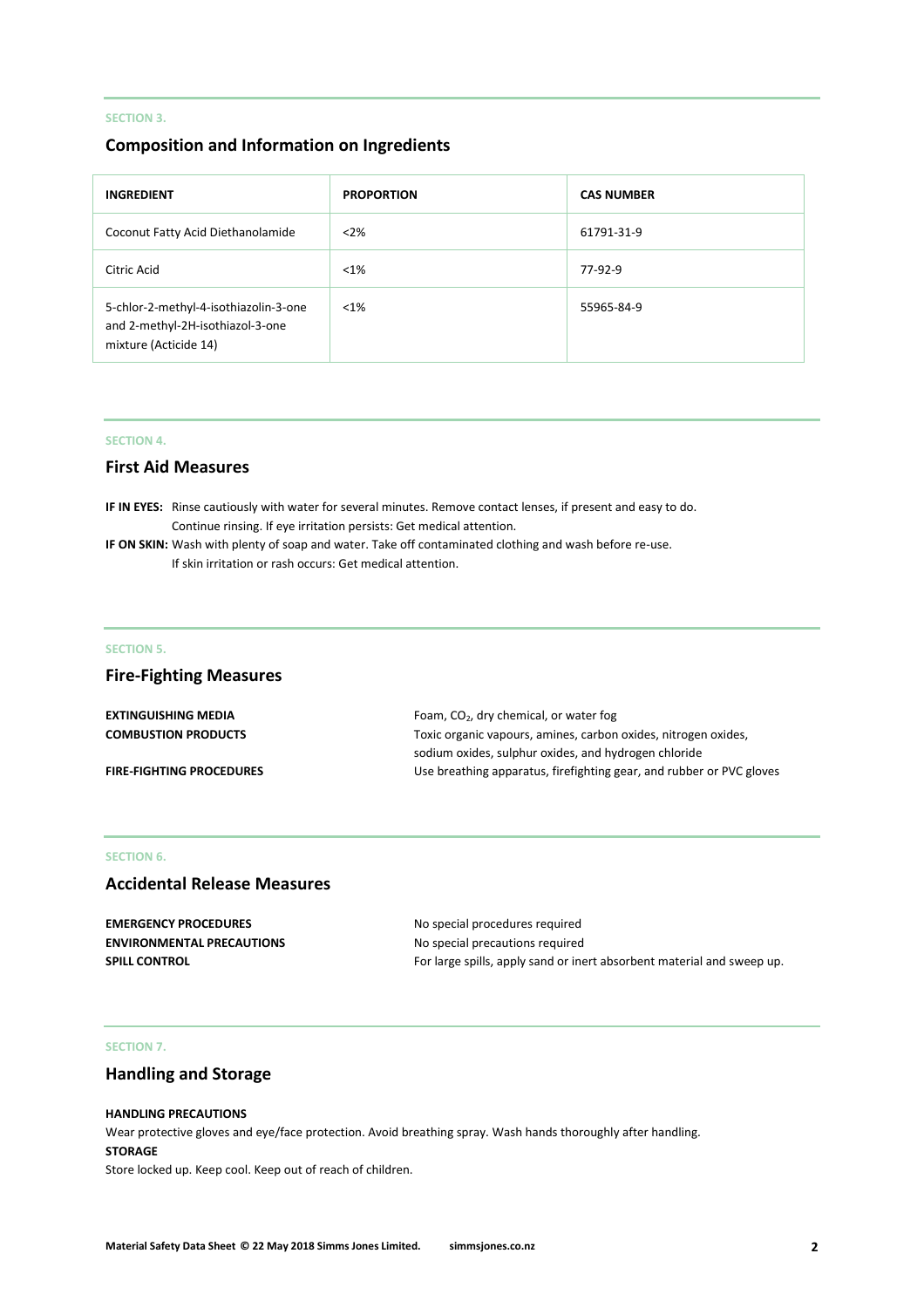SECTION 3.

## Composition and Information on Ingredients

| INGREDIENT | PROPORTION | CAS NUMBER |
|---|---|---|
| Coconut Fatty Acid Diethanolamide | <2% | 61791-31-9 |
| Citric Acid | <1% | 77-92-9 |
| 5-chlor-2-methyl-4-isothiazolin-3-one and 2-methyl-2H-isothiazol-3-one mixture (Acticide 14) | <1% | 55965-84-9 |

SECTION 4.

## First Aid Measures

**IF IN EYES:** Rinse cautiously with water for several minutes. Remove contact lenses, if present and easy to do. Continue rinsing. If eye irritation persists: Get medical attention.

**IF ON SKIN:** Wash with plenty of soap and water. Take off contaminated clothing and wash before re-use. If skin irritation or rash occurs: Get medical attention.

SECTION 5.

## Fire-Fighting Measures

**EXTINGUISHING MEDIA** Foam, $CO_2$, dry chemical, or water fog

**COMBUSTION PRODUCTS** Toxic organic vapours, amines, carbon oxides, nitrogen oxides, sodium oxides, sulphur oxides, and hydrogen chloride

**FIRE-FIGHTING PROCEDURES** Use breathing apparatus, firefighting gear, and rubber or PVC gloves

SECTION 6.

## Accidental Release Measures

**EMERGENCY PROCEDURES** No special procedures required

**ENVIRONMENTAL PRECAUTIONS** No special precautions required

**SPILL CONTROL** For large spills, apply sand or inert absorbent material and sweep up.

SECTION 7.

## Handling and Storage

**HANDLING PRECAUTIONS**

Wear protective gloves and eye/face protection. Avoid breathing spray. Wash hands thoroughly after handling.

**STORAGE**

Store locked up. Keep cool. Keep out of reach of children.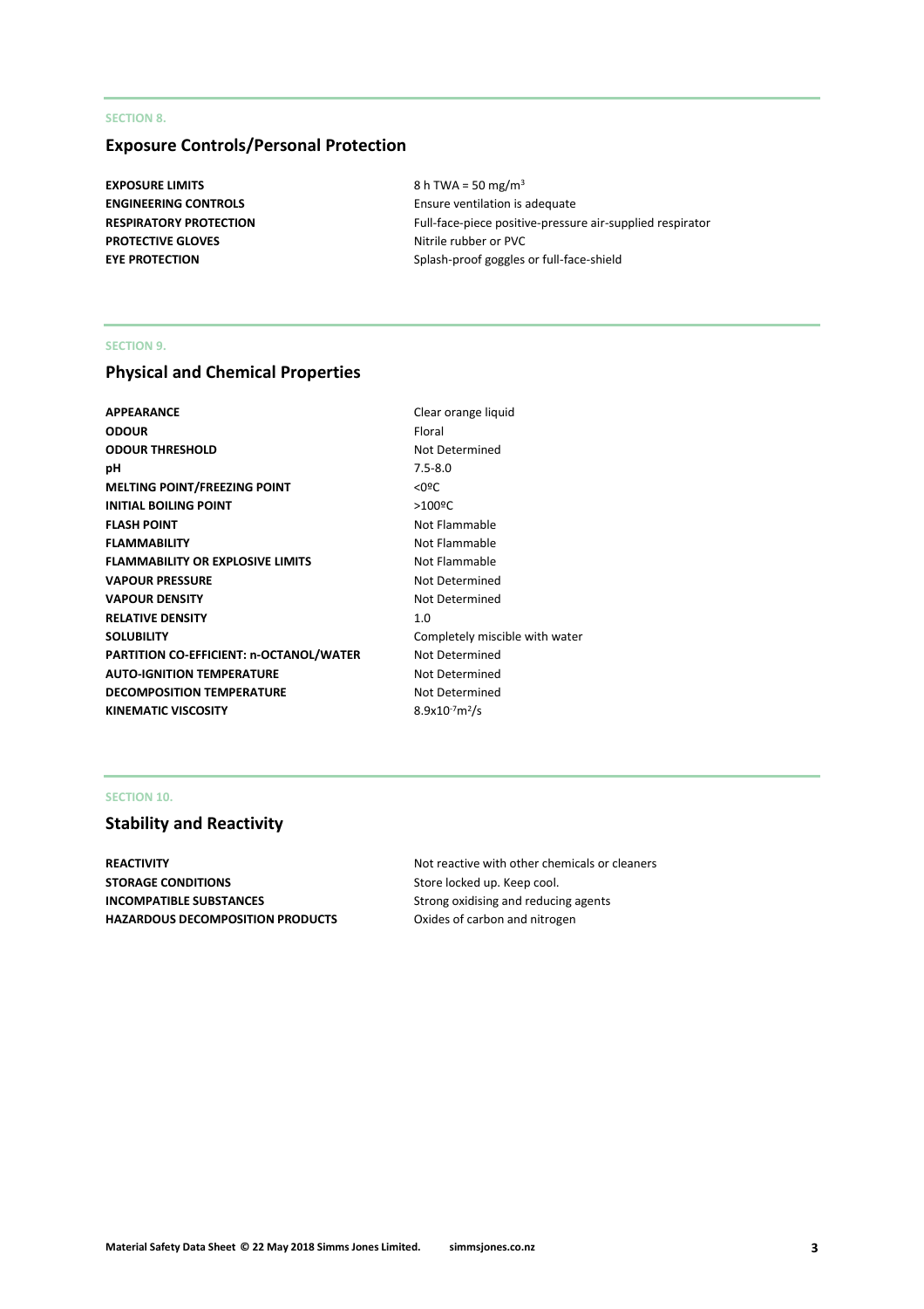SECTION 8.

## Exposure Controls/Personal Protection

| | |
|---|---|
| **EXPOSURE LIMITS** | 8 h TWA = 50 $mg/m^3$ |
| **ENGINEERING CONTROLS** | Ensure ventilation is adequate |
| **RESPIRATORY PROTECTION** | Full-face-piece positive-pressure air-supplied respirator |
| **PROTECTIVE GLOVES** | Nitrile rubber or PVC |
| **EYE PROTECTION** | Splash-proof goggles or full-face-shield |

SECTION 9.

## Physical and Chemical Properties

| | |
|---|---|
| **APPEARANCE** | Clear orange liquid |
| **ODOUR** | Floral |
| **ODOUR THRESHOLD** | Not Determined |
| **pH** | 7.5-8.0 |
| **MELTING POINT/FREEZING POINT** | <0ºC |
| **INITIAL BOILING POINT** | >100ºC |
| **FLASH POINT** | Not Flammable |
| **FLAMMABILITY** | Not Flammable |
| **FLAMMABILITY OR EXPLOSIVE LIMITS** | Not Flammable |
| **VAPOUR PRESSURE** | Not Determined |
| **VAPOUR DENSITY** | Not Determined |
| **RELATIVE DENSITY** | 1.0 |
| **SOLUBILITY** | Completely miscible with water |
| **PARTITION CO-EFFICIENT: n-OCTANOL/WATER** | Not Determined |
| **AUTO-IGNITION TEMPERATURE** | Not Determined |
| **DECOMPOSITION TEMPERATURE** | Not Determined |
| **KINEMATIC VISCOSITY** | $8.9x10^{-7}m^2/s$ |

SECTION 10.

## Stability and Reactivity

| | |
|---|---|
| **REACTIVITY** | Not reactive with other chemicals or cleaners |
| **STORAGE CONDITIONS** | Store locked up. Keep cool. |
| **INCOMPATIBLE SUBSTANCES** | Strong oxidising and reducing agents |
| **HAZARDOUS DECOMPOSITION PRODUCTS** | Oxides of carbon and nitrogen |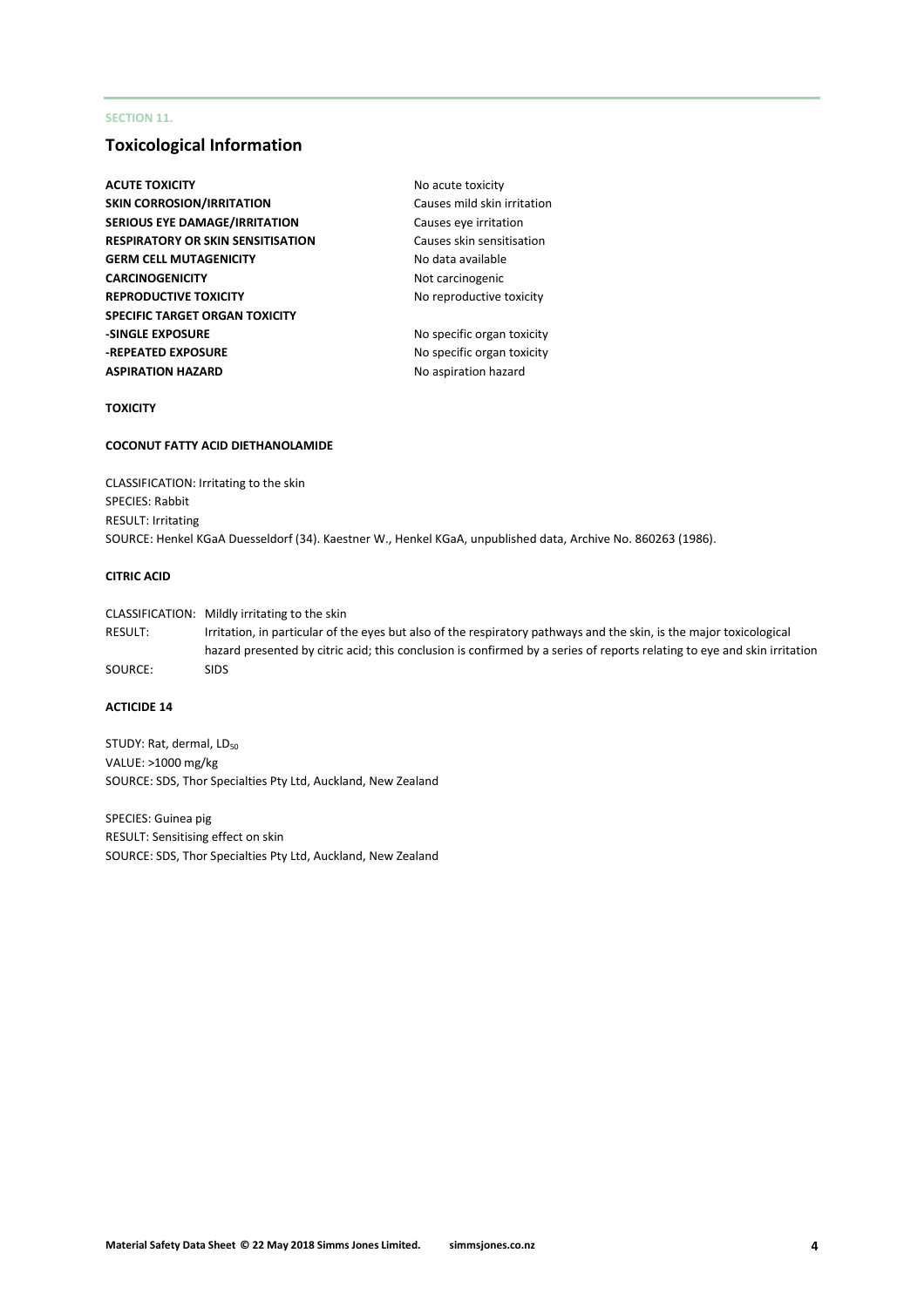SECTION 11.

## Toxicological Information

| | |
|---|---|
| **ACUTE TOXICITY** | No acute toxicity |
| **SKIN CORROSION/IRRITATION** | Causes mild skin irritation |
| **SERIOUS EYE DAMAGE/IRRITATION** | Causes eye irritation |
| **RESPIRATORY OR SKIN SENSITISATION** | Causes skin sensitisation |
| **GERM CELL MUTAGENICITY** | No data available |
| **CARCINOGENICITY** | Not carcinogenic |
| **REPRODUCTIVE TOXICITY** | No reproductive toxicity |
| **SPECIFIC TARGET ORGAN TOXICITY** | |
| **-SINGLE EXPOSURE** | No specific organ toxicity |
| **-REPEATED EXPOSURE** | No specific organ toxicity |
| **ASPIRATION HAZARD** | No aspiration hazard |

**TOXICITY**

**COCONUT FATTY ACID DIETHANOLAMIDE**

CLASSIFICATION: Irritating to the skin
SPECIES: Rabbit
RESULT: Irritating
SOURCE: Henkel KGaA Duesseldorf (34). Kaestner W., Henkel KGaA, unpublished data, Archive No. 860263 (1986).

**CITRIC ACID**

| | |
|---|---|
| CLASSIFICATION: | Mildly irritating to the skin |
| RESULT: | Irritation, in particular of the eyes but also of the respiratory pathways and the skin, is the major toxicological hazard presented by citric acid; this conclusion is confirmed by a series of reports relating to eye and skin irritation |
| SOURCE: | SIDS |

**ACTICIDE 14**

STUDY: Rat, dermal, $LD_{50}$
VALUE: >1000 mg/kg
SOURCE: SDS, Thor Specialties Pty Ltd, Auckland, New Zealand

SPECIES: Guinea pig
RESULT: Sensitising effect on skin
SOURCE: SDS, Thor Specialties Pty Ltd, Auckland, New Zealand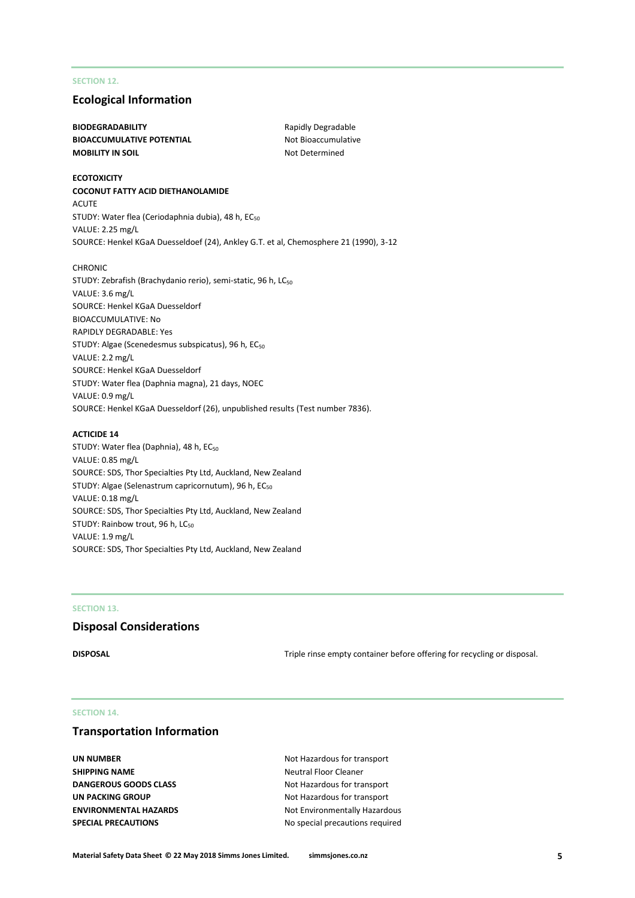SECTION 12.

## Ecological Information

**BIODEGRADABILITY** Rapidly Degradable
**BIOACCUMULATIVE POTENTIAL** Not Bioaccumulative
**MOBILITY IN SOIL** Not Determined

**ECOTOXICITY**

**COCONUT FATTY ACID DIETHANOLAMIDE**

ACUTE
STUDY: Water flea (Ceriodaphnia dubia), 48 h, $EC_{50}$
VALUE: 2.25 mg/L
SOURCE: Henkel KGaA Duesseldoef (24), Ankley G.T. et al, Chemosphere 21 (1990), 3-12

CHRONIC
STUDY: Zebrafish (Brachydanio rerio), semi-static, 96 h, $LC_{50}$
VALUE: 3.6 mg/L
SOURCE: Henkel KGaA Duesseldorf
BIOACCUMULATIVE: No
RAPIDLY DEGRADABLE: Yes
STUDY: Algae (Scenedesmus subspicatus), 96 h, $EC_{50}$
VALUE: 2.2 mg/L
SOURCE: Henkel KGaA Duesseldorf
STUDY: Water flea (Daphnia magna), 21 days, NOEC
VALUE: 0.9 mg/L
SOURCE: Henkel KGaA Duesseldorf (26), unpublished results (Test number 7836).

**ACTICIDE 14**
STUDY: Water flea (Daphnia), 48 h, $EC_{50}$
VALUE: 0.85 mg/L
SOURCE: SDS, Thor Specialties Pty Ltd, Auckland, New Zealand
STUDY: Algae (Selenastrum capricornutum), 96 h, $EC_{50}$
VALUE: 0.18 mg/L
SOURCE: SDS, Thor Specialties Pty Ltd, Auckland, New Zealand
STUDY: Rainbow trout, 96 h, $LC_{50}$
VALUE: 1.9 mg/L
SOURCE: SDS, Thor Specialties Pty Ltd, Auckland, New Zealand

SECTION 13.

## Disposal Considerations

**DISPOSAL** Triple rinse empty container before offering for recycling or disposal.

SECTION 14.

## Transportation Information

**UN NUMBER** Not Hazardous for transport
**SHIPPING NAME** Neutral Floor Cleaner
**DANGEROUS GOODS CLASS** Not Hazardous for transport
**UN PACKING GROUP** Not Hazardous for transport
**ENVIRONMENTAL HAZARDS** Not Environmentally Hazardous
**SPECIAL PRECAUTIONS** No special precautions required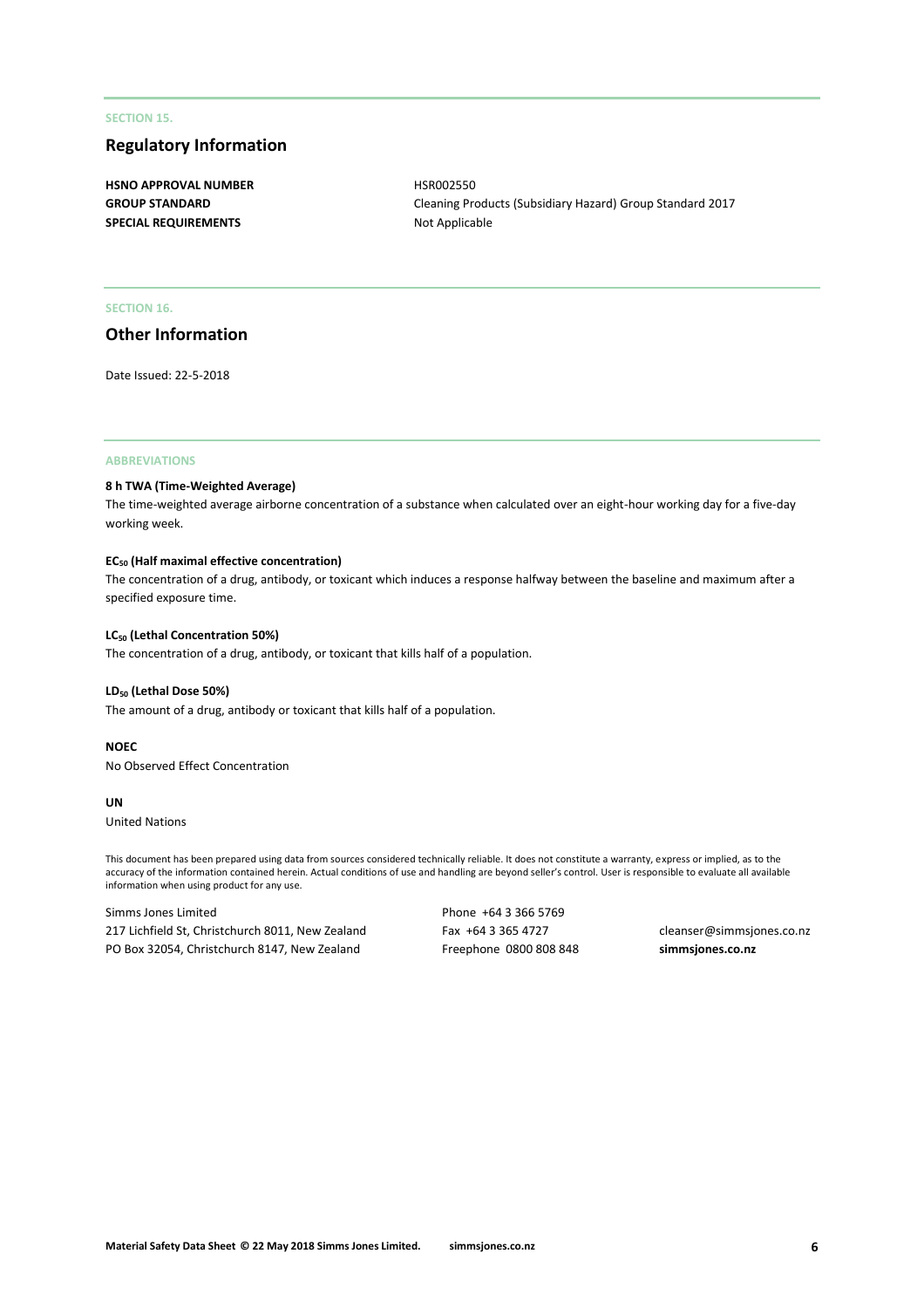SECTION 15.

## Regulatory Information

| | |
|---|---|
| **HSNO APPROVAL NUMBER** | HSR002550 |
| **GROUP STANDARD** | Cleaning Products (Subsidiary Hazard) Group Standard 2017 |
| **SPECIAL REQUIREMENTS** | Not Applicable |

SECTION 16.

## Other Information

Date Issued: 22-5-2018

### ABBREVIATIONS

**8 h TWA (Time-Weighted Average)**
The time-weighted average airborne concentration of a substance when calculated over an eight-hour working day for a five-day working week.

**$EC_{50}$ (Half maximal effective concentration)**
The concentration of a drug, antibody, or toxicant which induces a response halfway between the baseline and maximum after a specified exposure time.

**$LC_{50}$ (Lethal Concentration 50%)**
The concentration of a drug, antibody, or toxicant that kills half of a population.

**$LD_{50}$ (Lethal Dose 50%)**
The amount of a drug, antibody or toxicant that kills half of a population.

**NOEC**
No Observed Effect Concentration

**UN**
United Nations

This document has been prepared using data from sources considered technically reliable. It does not constitute a warranty, express or implied, as to the accuracy of the information contained herein. Actual conditions of use and handling are beyond seller's control. User is responsible to evaluate all available information when using product for any use.

Simms Jones Limited
217 Lichfield St, Christchurch 8011, New Zealand
PO Box 32054, Christchurch 8147, New Zealand

Phone +64 3 366 5769
Fax +64 3 365 4727
Freephone 0800 808 848

cleanser@simmsjones.co.nz
**simmsjones.co.nz**